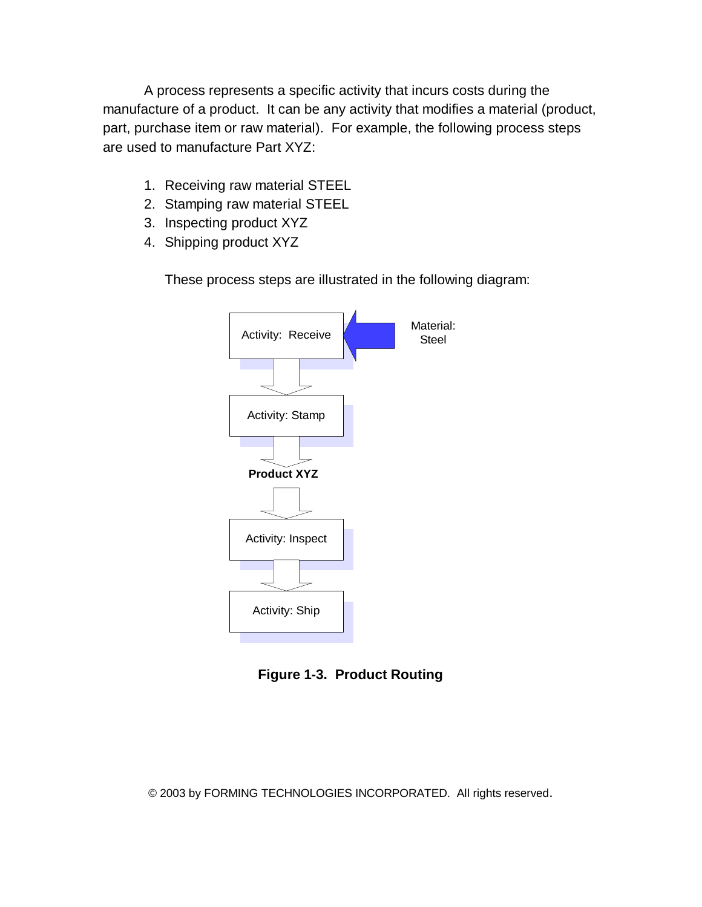A process represents a specific activity that incurs costs during the manufacture of a product. It can be any activity that modifies a material (product, part, purchase item or raw material). For example, the following process steps are used to manufacture Part XYZ:

1. Receiving raw material STEEL
2. Stamping raw material STEEL
3. Inspecting product XYZ
4. Shipping product XYZ

These process steps are illustrated in the following diagram:

Activity: Receive ← Material: Steel

Activity: Stamp

**Product XYZ**

Activity: Inspect

Activity: Ship

**Figure 1-3. Product Routing**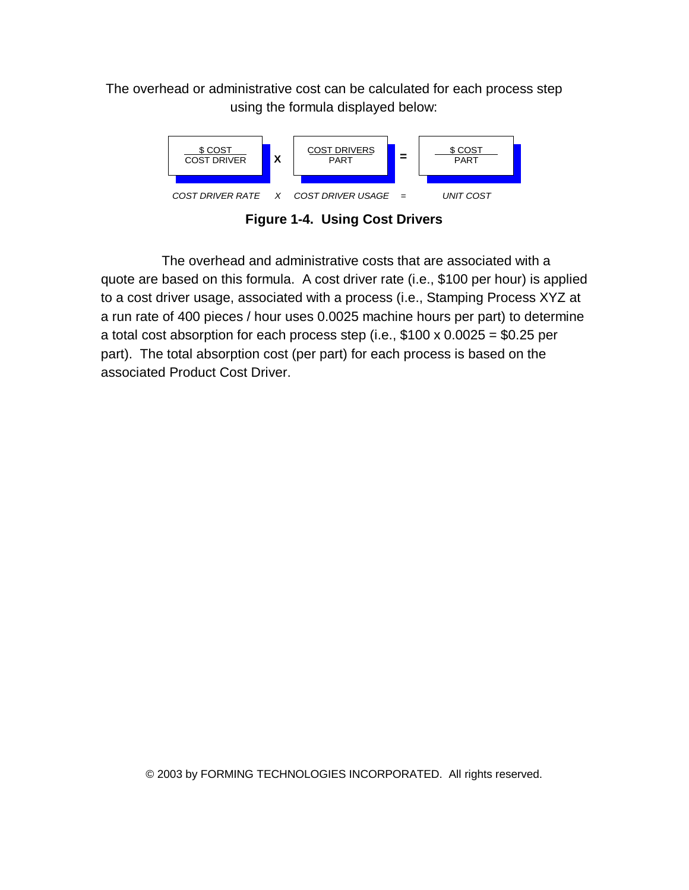The overhead or administrative cost can be calculated for each process step using the formula displayed below:

$$\frac{\$\ \text{COST}}{\text{COST DRIVER}} \times \frac{\text{COST DRIVERS}}{\text{PART}} = \frac{\$\ \text{COST}}{\text{PART}}$$

*COST DRIVER RATE X COST DRIVER USAGE = UNIT COST*

**Figure 1-4. Using Cost Drivers**

The overhead and administrative costs that are associated with a quote are based on this formula. A cost driver rate (i.e., $100 per hour) is applied to a cost driver usage, associated with a process (i.e., Stamping Process XYZ at a run rate of 400 pieces / hour uses 0.0025 machine hours per part) to determine a total cost absorption for each process step (i.e., $100 x 0.0025 = $0.25 per part). The total absorption cost (per part) for each process is based on the associated Product Cost Driver.

© 2003 by FORMING TECHNOLOGIES INCORPORATED. All rights reserved.